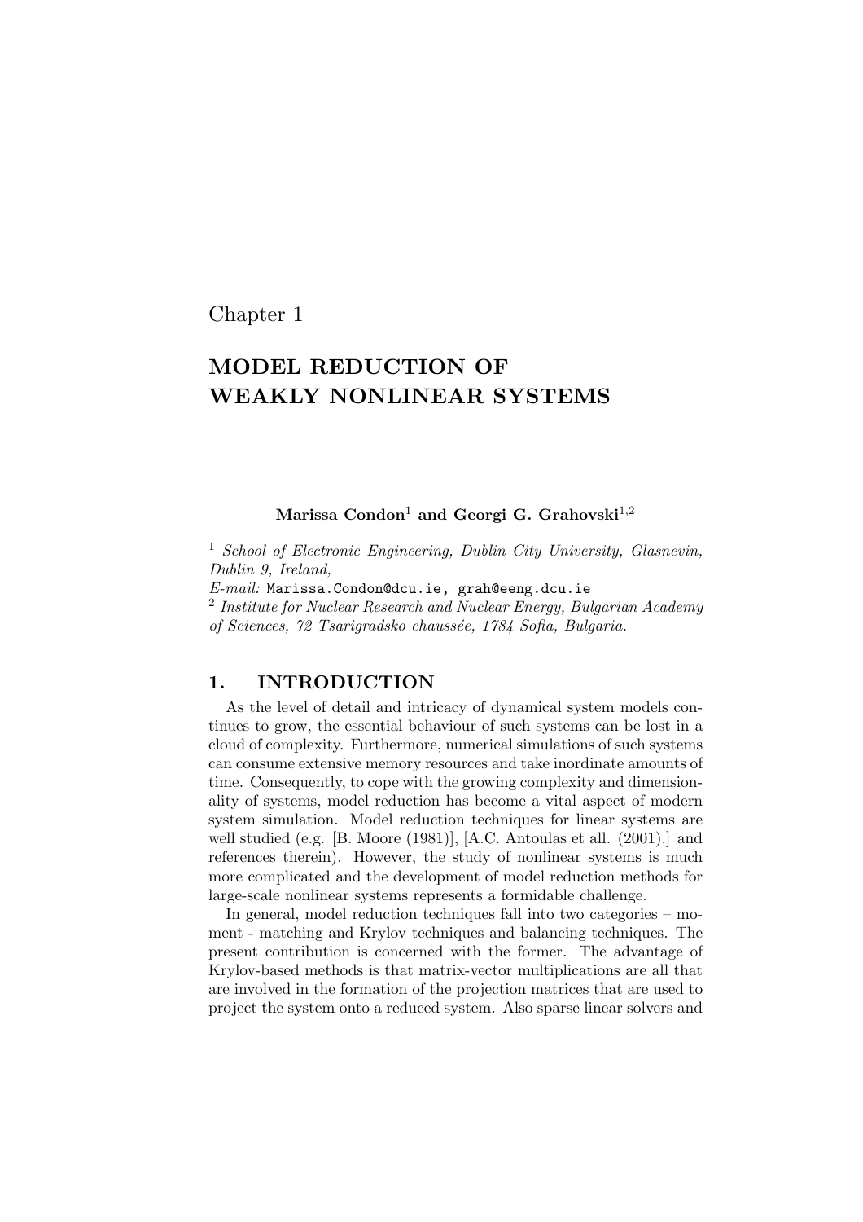Chapter 1

# MODEL REDUCTION OF WEAKLY NONLINEAR SYSTEMS

**Marissa Condon**[1] **and Georgi G. Grahovski**[1,2]

[1] *School of Electronic Engineering, Dublin City University, Glasnevin, Dublin 9, Ireland,*
*E-mail:* Marissa.Condon@dcu.ie, grah@eeng.dcu.ie
[2] *Institute for Nuclear Research and Nuclear Energy, Bulgarian Academy of Sciences, 72 Tsarigradsko chaussée, 1784 Sofia, Bulgaria.*

## 1. INTRODUCTION

As the level of detail and intricacy of dynamical system models continues to grow, the essential behaviour of such systems can be lost in a cloud of complexity. Furthermore, numerical simulations of such systems can consume extensive memory resources and take inordinate amounts of time. Consequently, to cope with the growing complexity and dimensionality of systems, model reduction has become a vital aspect of modern system simulation. Model reduction techniques for linear systems are well studied (e.g. [B. Moore (1981)], [A.C. Antoulas et all. (2001).] and references therein). However, the study of nonlinear systems is much more complicated and the development of model reduction methods for large-scale nonlinear systems represents a formidable challenge.

In general, model reduction techniques fall into two categories – moment - matching and Krylov techniques and balancing techniques. The present contribution is concerned with the former. The advantage of Krylov-based methods is that matrix-vector multiplications are all that are involved in the formation of the projection matrices that are used to project the system onto a reduced system. Also sparse linear solvers and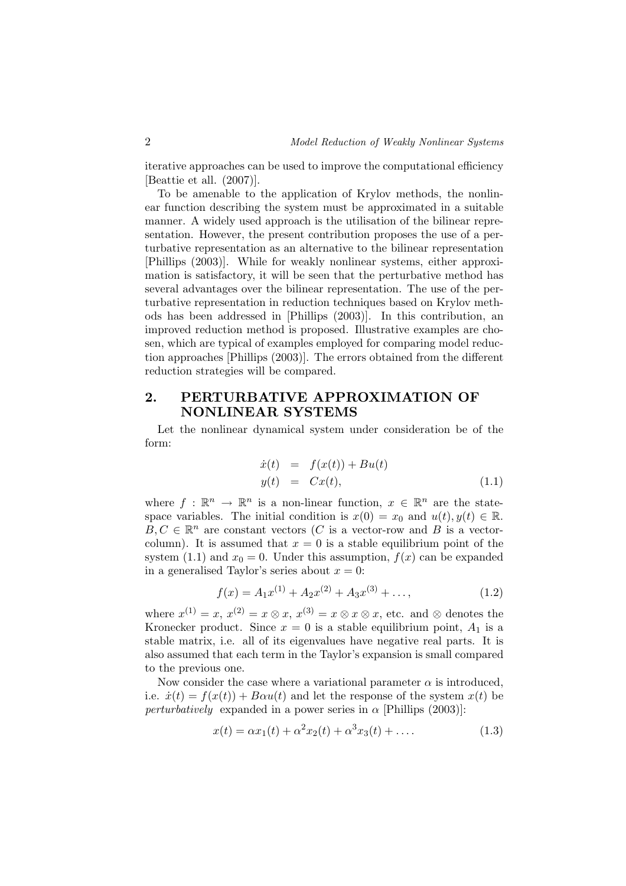iterative approaches can be used to improve the computational efficiency [Beattie et all. (2007)].

To be amenable to the application of Krylov methods, the nonlinear function describing the system must be approximated in a suitable manner. A widely used approach is the utilisation of the bilinear representation. However, the present contribution proposes the use of a perturbative representation as an alternative to the bilinear representation [Phillips (2003)]. While for weakly nonlinear systems, either approximation is satisfactory, it will be seen that the perturbative method has several advantages over the bilinear representation. The use of the perturbative representation in reduction techniques based on Krylov methods has been addressed in [Phillips (2003)]. In this contribution, an improved reduction method is proposed. Illustrative examples are chosen, which are typical of examples employed for comparing model reduction approaches [Phillips (2003)]. The errors obtained from the different reduction strategies will be compared.

## 2. PERTURBATIVE APPROXIMATION OF NONLINEAR SYSTEMS

Let the nonlinear dynamical system under consideration be of the form:

$$
\begin{aligned}
\dot{x}(t) &= f(x(t)) + Bu(t) \\
y(t) &= Cx(t),
\end{aligned}
\tag{1.1}
$$

where $f : \mathbb{R}^n \to \mathbb{R}^n$ is a non-linear function, $x \in \mathbb{R}^n$ are the state-space variables. The initial condition is $x(0) = x_0$ and $u(t), y(t) \in \mathbb{R}$. $B, C \in \mathbb{R}^n$ are constant vectors ($C$ is a vector-row and $B$ is a vector-column). It is assumed that $x = 0$ is a stable equilibrium point of the system (1.1) and $x_0 = 0$. Under this assumption, $f(x)$ can be expanded in a generalised Taylor's series about $x = 0$:

$$
f(x) = A_1 x^{(1)} + A_2 x^{(2)} + A_3 x^{(3)} + \ldots, \tag{1.2}
$$

where $x^{(1)} = x$, $x^{(2)} = x \otimes x$, $x^{(3)} = x \otimes x \otimes x$, etc. and $\otimes$ denotes the Kronecker product. Since $x = 0$ is a stable equilibrium point, $A_1$ is a stable matrix, i.e. all of its eigenvalues have negative real parts. It is also assumed that each term in the Taylor's expansion is small compared to the previous one.

Now consider the case where a variational parameter $\alpha$ is introduced, i.e. $\dot{x}(t) = f(x(t)) + B\alpha u(t)$ and let the response of the system $x(t)$ be *perturbatively* expanded in a power series in $\alpha$ [Phillips (2003)]:

$$
x(t) = \alpha x_1(t) + \alpha^2 x_2(t) + \alpha^3 x_3(t) + \ldots. \tag{1.3}
$$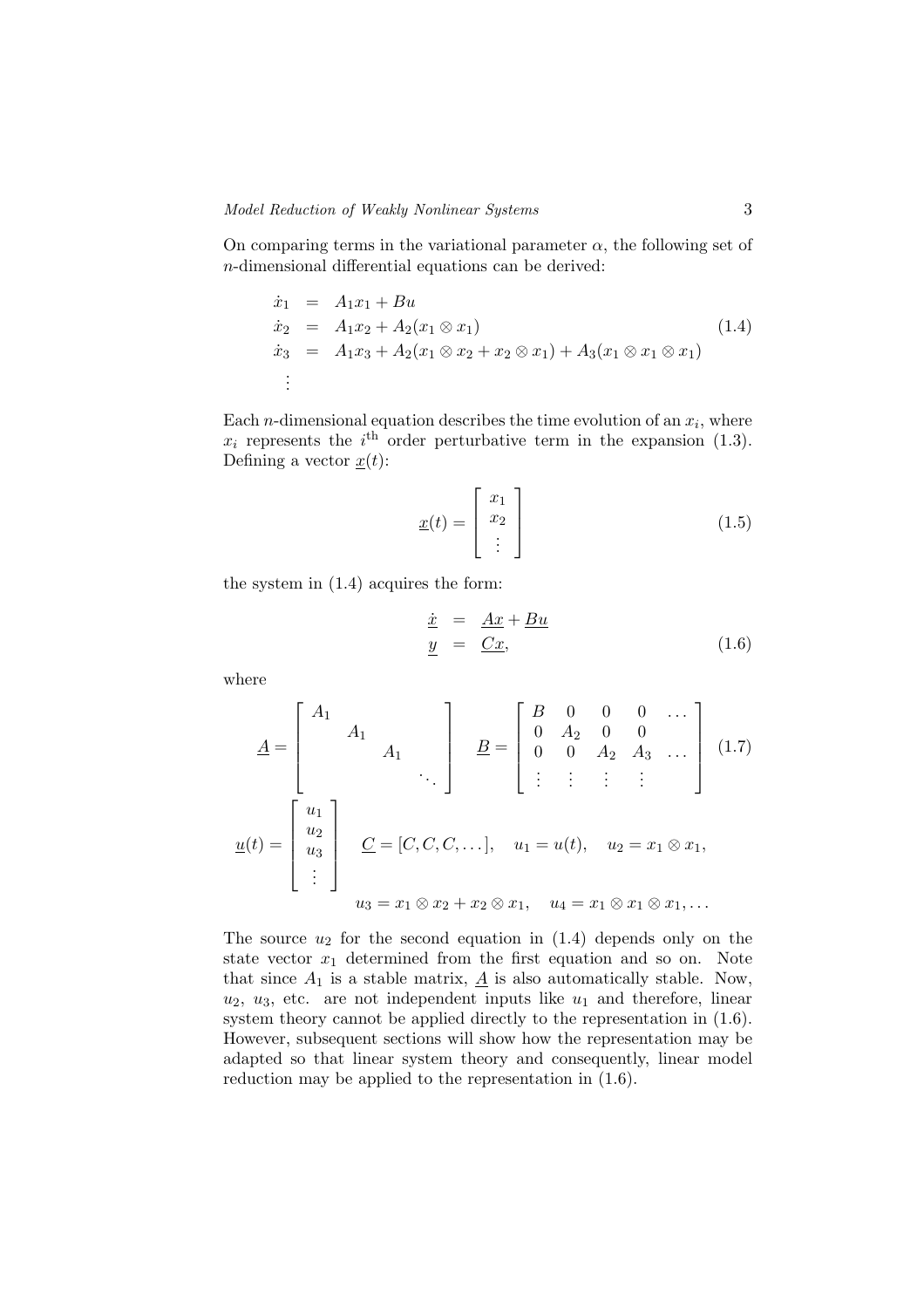On comparing terms in the variational parameter $\alpha$, the following set of $n$-dimensional differential equations can be derived:

$$
\begin{aligned}
\dot{x}_1 &= A_1 x_1 + Bu \\
\dot{x}_2 &= A_1 x_2 + A_2 (x_1 \otimes x_1) \\
\dot{x}_3 &= A_1 x_3 + A_2 (x_1 \otimes x_2 + x_2 \otimes x_1) + A_3 (x_1 \otimes x_1 \otimes x_1) \\
&\vdots
\end{aligned}
\tag{1.4}
$$

Each $n$-dimensional equation describes the time evolution of an $x_i$, where $x_i$ represents the $i^{\text{th}}$ order perturbative term in the expansion (1.3). Defining a vector $\underline{x}(t)$:

$$
\underline{x}(t) = \begin{bmatrix} x_1 \\ x_2 \\ \vdots \end{bmatrix}
\tag{1.5}
$$

the system in (1.4) acquires the form:

$$
\begin{aligned}
\underline{\dot{x}} &= \underline{A}\underline{x} + \underline{B}\underline{u} \\
\underline{y} &= \underline{C}\underline{x},
\end{aligned}
\tag{1.6}
$$

where

$$
\underline{A} = \begin{bmatrix} A_1 & & & \\ & A_1 & & \\ & & A_1 & \\ & & & \ddots \end{bmatrix} \quad
\underline{B} = \begin{bmatrix} B & 0 & 0 & 0 & \dots \\ 0 & A_2 & 0 & 0 & \\ 0 & 0 & A_2 & A_3 & \dots \\ \vdots & \vdots & \vdots & \vdots & \end{bmatrix}
\tag{1.7}
$$

$$
\underline{u}(t) = \begin{bmatrix} u_1 \\ u_2 \\ u_3 \\ \vdots \end{bmatrix} \quad \underline{C} = [C, C, C, \dots], \quad u_1 = u(t), \quad u_2 = x_1 \otimes x_1,
$$

$$
u_3 = x_1 \otimes x_2 + x_2 \otimes x_1, \quad u_4 = x_1 \otimes x_1 \otimes x_1, \dots
$$

The source $u_2$ for the second equation in (1.4) depends only on the state vector $x_1$ determined from the first equation and so on. Note that since $A_1$ is a stable matrix, $\underline{A}$ is also automatically stable. Now, $u_2$, $u_3$, etc. are not independent inputs like $u_1$ and therefore, linear system theory cannot be applied directly to the representation in (1.6). However, subsequent sections will show how the representation may be adapted so that linear system theory and consequently, linear model reduction may be applied to the representation in (1.6).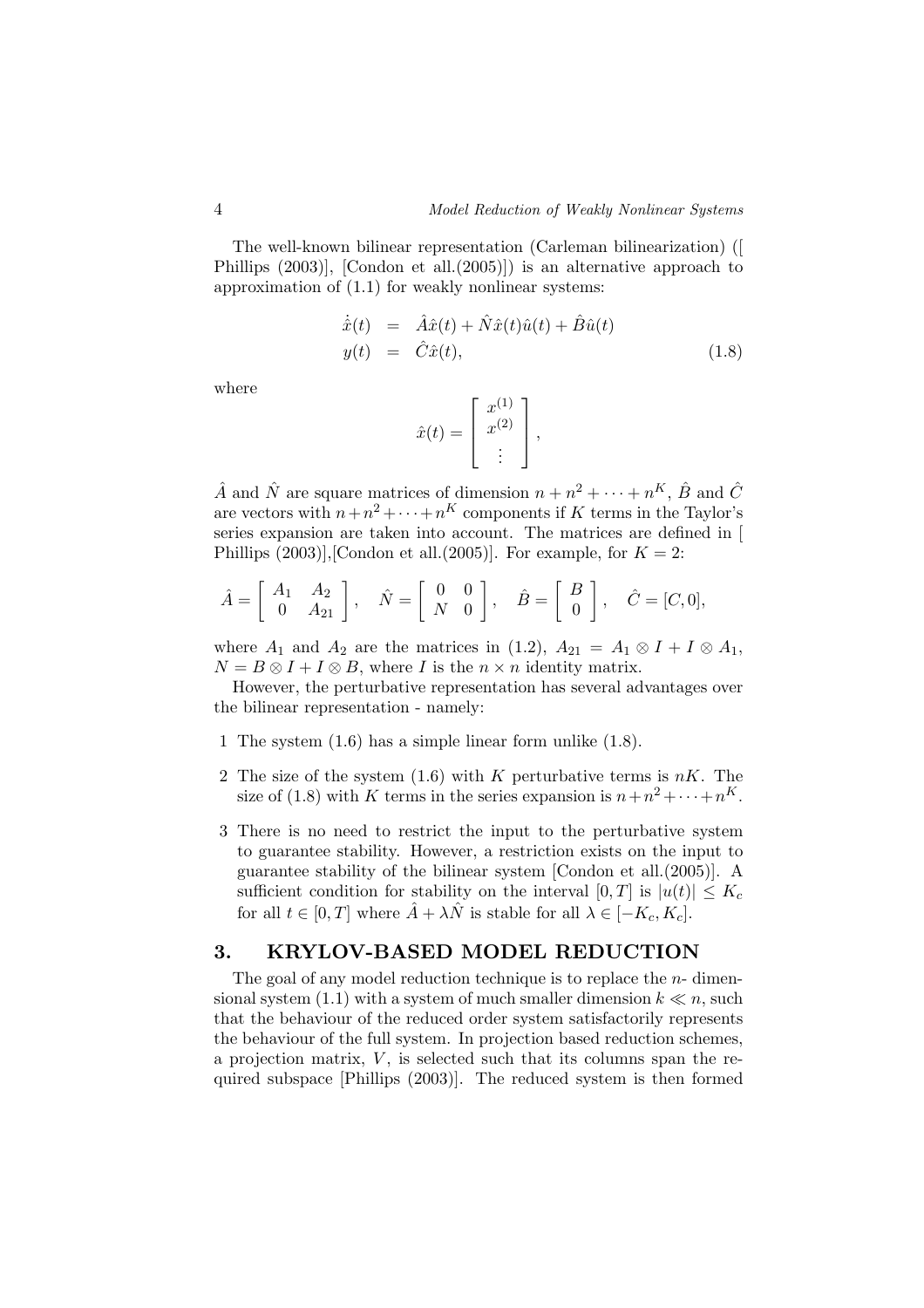The well-known bilinear representation (Carleman bilinearization) ([ Phillips (2003)], [Condon et all.(2005)]) is an alternative approach to approximation of (1.1) for weakly nonlinear systems:

$$
\begin{aligned}
\dot{\hat{x}}(t) &= \hat{A}\hat{x}(t) + \hat{N}\hat{x}(t)\hat{u}(t) + \hat{B}\hat{u}(t) \\
y(t) &= \hat{C}\hat{x}(t),
\end{aligned}
\tag{1.8}
$$

where

$$
\hat{x}(t) = \begin{bmatrix} x^{(1)} \\ x^{(2)} \\ \vdots \end{bmatrix},
$$

$\hat{A}$ and $\hat{N}$ are square matrices of dimension $n + n^2 + \cdots + n^K$, $\hat{B}$ and $\hat{C}$ are vectors with $n + n^2 + \cdots + n^K$ components if $K$ terms in the Taylor's series expansion are taken into account. The matrices are defined in [ Phillips (2003)],[Condon et all.(2005)]. For example, for $K = 2$:

$$
\hat{A} = \begin{bmatrix} A_1 & A_2 \\ 0 & A_{21} \end{bmatrix}, \quad \hat{N} = \begin{bmatrix} 0 & 0 \\ N & 0 \end{bmatrix}, \quad \hat{B} = \begin{bmatrix} B \\ 0 \end{bmatrix}, \quad \hat{C} = [C, 0],
$$

where $A_1$ and $A_2$ are the matrices in (1.2), $A_{21} = A_1 \otimes I + I \otimes A_1$, $N = B \otimes I + I \otimes B$, where $I$ is the $n \times n$ identity matrix.

However, the perturbative representation has several advantages over the bilinear representation - namely:

1 The system (1.6) has a simple linear form unlike (1.8).

2 The size of the system (1.6) with $K$ perturbative terms is $nK$. The size of (1.8) with $K$ terms in the series expansion is $n + n^2 + \cdots + n^K$.

3 There is no need to restrict the input to the perturbative system to guarantee stability. However, a restriction exists on the input to guarantee stability of the bilinear system [Condon et all.(2005)]. A sufficient condition for stability on the interval $[0, T]$ is $|u(t)| \leq K_c$ for all $t \in [0, T]$ where $\hat{A} + \lambda\hat{N}$ is stable for all $\lambda \in [-K_c, K_c]$.

## 3. KRYLOV-BASED MODEL REDUCTION

The goal of any model reduction technique is to replace the $n$- dimensional system (1.1) with a system of much smaller dimension $k \ll n$, such that the behaviour of the reduced order system satisfactorily represents the behaviour of the full system. In projection based reduction schemes, a projection matrix, $V$, is selected such that its columns span the required subspace [Phillips (2003)]. The reduced system is then formed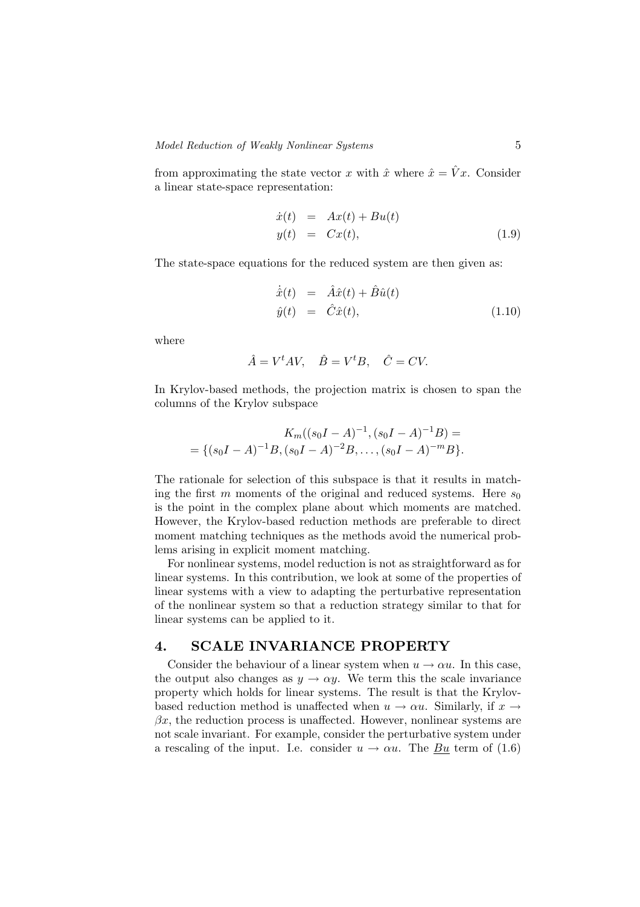from approximating the state vector $x$ with $\hat{x}$ where $\hat{x} = \hat{V}x$. Consider a linear state-space representation:

$$
\begin{aligned}
\dot{x}(t) &= Ax(t) + Bu(t) \\
y(t) &= Cx(t),
\end{aligned}
\tag{1.9}
$$

The state-space equations for the reduced system are then given as:

$$
\begin{aligned}
\dot{\hat{x}}(t) &= \hat{A}\hat{x}(t) + \hat{B}\hat{u}(t) \\
\hat{y}(t) &= \hat{C}\hat{x}(t),
\end{aligned}
\tag{1.10}
$$

where

$$
\hat{A} = V^t A V, \quad \hat{B} = V^t B, \quad \hat{C} = CV.
$$

In Krylov-based methods, the projection matrix is chosen to span the columns of the Krylov subspace

$$
\begin{aligned}
&K_m((s_0 I - A)^{-1}, (s_0 I - A)^{-1}B) = \\
&= \{(s_0 I - A)^{-1}B, (s_0 I - A)^{-2}B, \ldots, (s_0 I - A)^{-m}B\}.
\end{aligned}
$$

The rationale for selection of this subspace is that it results in matching the first $m$ moments of the original and reduced systems. Here $s_0$ is the point in the complex plane about which moments are matched. However, the Krylov-based reduction methods are preferable to direct moment matching techniques as the methods avoid the numerical problems arising in explicit moment matching.

For nonlinear systems, model reduction is not as straightforward as for linear systems. In this contribution, we look at some of the properties of linear systems with a view to adapting the perturbative representation of the nonlinear system so that a reduction strategy similar to that for linear systems can be applied to it.

## 4. SCALE INVARIANCE PROPERTY

Consider the behaviour of a linear system when $u \rightarrow \alpha u$. In this case, the output also changes as $y \rightarrow \alpha y$. We term this the scale invariance property which holds for linear systems. The result is that the Krylov-based reduction method is unaffected when $u \rightarrow \alpha u$. Similarly, if $x \rightarrow \beta x$, the reduction process is unaffected. However, nonlinear systems are not scale invariant. For example, consider the perturbative system under a rescaling of the input. I.e. consider $u \rightarrow \alpha u$. The $\underline{Bu}$ term of (1.6)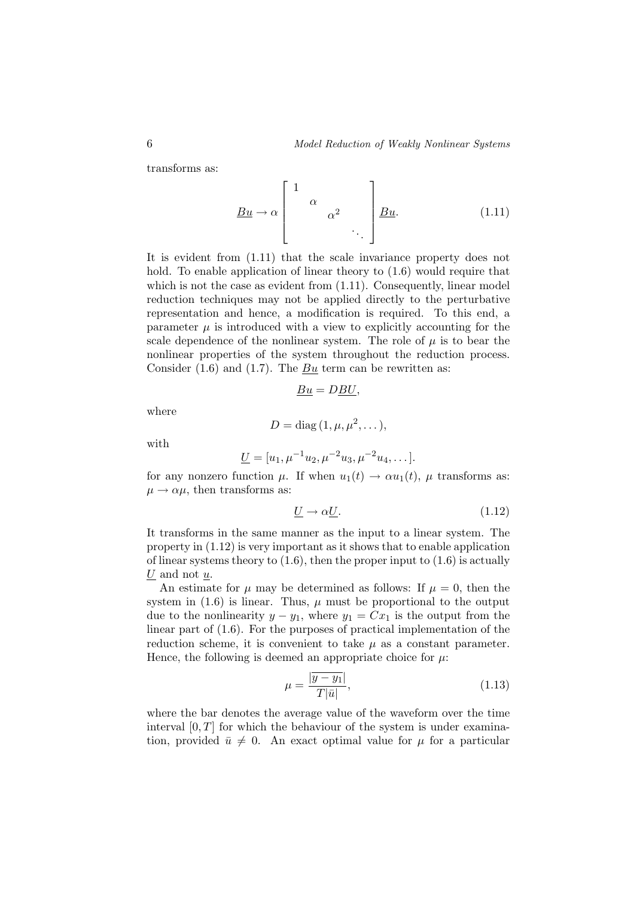transforms as:

$$\underline{Bu} \to \alpha \begin{bmatrix} 1 & & & \\ & \alpha & & \\ & & \alpha^2 & \\ & & & \ddots \end{bmatrix} \underline{Bu}. \tag{1.11}$$

It is evident from (1.11) that the scale invariance property does not hold. To enable application of linear theory to (1.6) would require that which is not the case as evident from (1.11). Consequently, linear model reduction techniques may not be applied directly to the perturbative representation and hence, a modification is required. To this end, a parameter $\mu$ is introduced with a view to explicitly accounting for the scale dependence of the nonlinear system. The role of $\mu$ is to bear the nonlinear properties of the system throughout the reduction process. Consider (1.6) and (1.7). The $\underline{Bu}$ term can be rewritten as:

$$\underline{Bu} = D\underline{BU},$$

where

$$D = \operatorname{diag}(1, \mu, \mu^2, \dots),$$

with

$$\underline{U} = [u_1, \mu^{-1}u_2, \mu^{-2}u_3, \mu^{-2}u_4, \dots].$$

for any nonzero function $\mu$. If when $u_1(t) \to \alpha u_1(t)$, $\mu$ transforms as: $\mu \to \alpha\mu$, then transforms as:

$$\underline{U} \to \alpha\underline{U}. \tag{1.12}$$

It transforms in the same manner as the input to a linear system. The property in (1.12) is very important as it shows that to enable application of linear systems theory to (1.6), then the proper input to (1.6) is actually $\underline{U}$ and not $\underline{u}$.

An estimate for $\mu$ may be determined as follows: If $\mu = 0$, then the system in (1.6) is linear. Thus, $\mu$ must be proportional to the output due to the nonlinearity $y - y_1$, where $y_1 = Cx_1$ is the output from the linear part of (1.6). For the purposes of practical implementation of the reduction scheme, it is convenient to take $\mu$ as a constant parameter. Hence, the following is deemed an appropriate choice for $\mu$:

$$\mu = \frac{|\overline{y - y_1}|}{T|\bar{u}|}, \tag{1.13}$$

where the bar denotes the average value of the waveform over the time interval $[0, T]$ for which the behaviour of the system is under examination, provided $\bar{u} \neq 0$. An exact optimal value for $\mu$ for a particular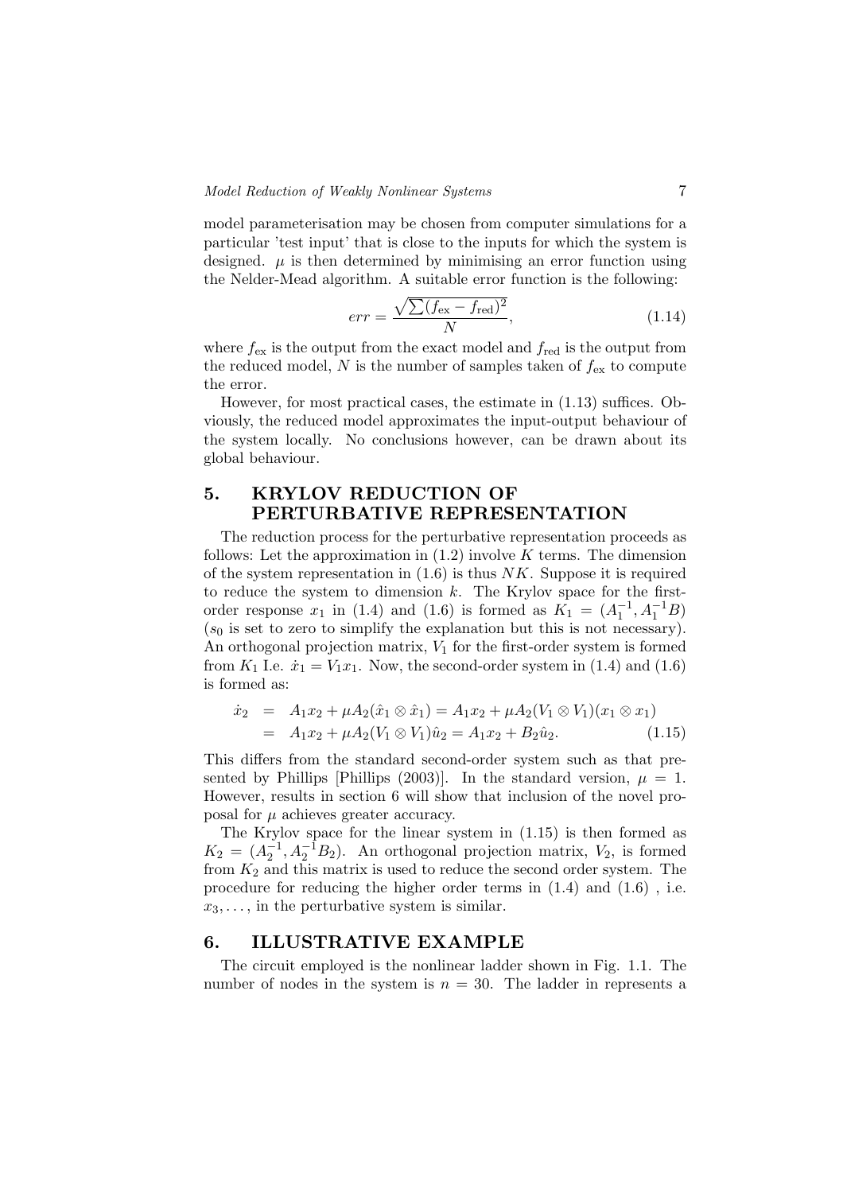model parameterisation may be chosen from computer simulations for a particular 'test input' that is close to the inputs for which the system is designed. $\mu$ is then determined by minimising an error function using the Nelder-Mead algorithm. A suitable error function is the following:

$$err = \frac{\sqrt{\sum (f_{\text{ex}} - f_{\text{red}})^2}}{N}, \tag{1.14}$$

where $f_{\text{ex}}$ is the output from the exact model and $f_{\text{red}}$ is the output from the reduced model, $N$ is the number of samples taken of $f_{\text{ex}}$ to compute the error.

However, for most practical cases, the estimate in (1.13) suffices. Obviously, the reduced model approximates the input-output behaviour of the system locally. No conclusions however, can be drawn about its global behaviour.

## 5. KRYLOV REDUCTION OF PERTURBATIVE REPRESENTATION

The reduction process for the perturbative representation proceeds as follows: Let the approximation in (1.2) involve $K$ terms. The dimension of the system representation in (1.6) is thus $NK$. Suppose it is required to reduce the system to dimension $k$. The Krylov space for the first-order response $x_1$ in (1.4) and (1.6) is formed as $K_1 = (A_1^{-1}, A_1^{-1}B)$ ($s_0$ is set to zero to simplify the explanation but this is not necessary). An orthogonal projection matrix, $V_1$ for the first-order system is formed from $K_1$ I.e. $\dot{x}_1 = V_1 x_1$. Now, the second-order system in (1.4) and (1.6) is formed as:

$$\begin{aligned} \dot{x}_2 &= A_1 x_2 + \mu A_2(\hat{x}_1 \otimes \hat{x}_1) = A_1 x_2 + \mu A_2 (V_1 \otimes V_1)(x_1 \otimes x_1) \\ &= A_1 x_2 + \mu A_2 (V_1 \otimes V_1)\hat{u}_2 = A_1 x_2 + B_2 \hat{u}_2. \end{aligned} \tag{1.15}$$

This differs from the standard second-order system such as that presented by Phillips [Phillips (2003)]. In the standard version, $\mu = 1$. However, results in section 6 will show that inclusion of the novel proposal for $\mu$ achieves greater accuracy.

The Krylov space for the linear system in (1.15) is then formed as $K_2 = (A_2^{-1}, A_2^{-1}B_2)$. An orthogonal projection matrix, $V_2$, is formed from $K_2$ and this matrix is used to reduce the second order system. The procedure for reducing the higher order terms in (1.4) and (1.6) , i.e. $x_3, \ldots$, in the perturbative system is similar.

## 6. ILLUSTRATIVE EXAMPLE

The circuit employed is the nonlinear ladder shown in Fig. 1.1. The number of nodes in the system is $n = 30$. The ladder in represents a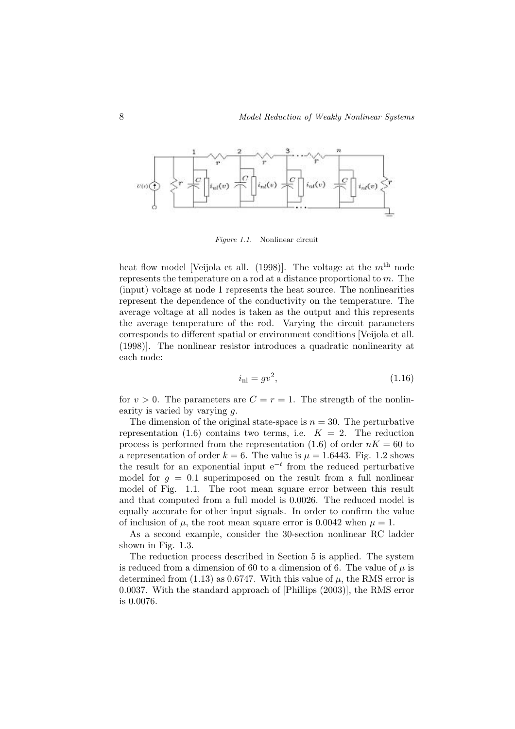Figure 1.1. Nonlinear circuit

heat flow model [Veijola et all. (1998)]. The voltage at the $m^{\text{th}}$ node represents the temperature on a rod at a distance proportional to $m$. The (input) voltage at node 1 represents the heat source. The nonlinearities represent the dependence of the conductivity on the temperature. The average voltage at all nodes is taken as the output and this represents the average temperature of the rod. Varying the circuit parameters corresponds to different spatial or environment conditions [Veijola et all. (1998)]. The nonlinear resistor introduces a quadratic nonlinearity at each node:

$$i_{\text{nl}} = gv^2, \tag{1.16}$$

for $v > 0$. The parameters are $C = r = 1$. The strength of the nonlinearity is varied by varying $g$.

The dimension of the original state-space is $n = 30$. The perturbative representation (1.6) contains two terms, i.e. $K = 2$. The reduction process is performed from the representation (1.6) of order $nK = 60$ to a representation of order $k = 6$. The value is $\mu = 1.6443$. Fig. 1.2 shows the result for an exponential input $\mathrm{e}^{-t}$ from the reduced perturbative model for $g = 0.1$ superimposed on the result from a full nonlinear model of Fig. 1.1. The root mean square error between this result and that computed from a full model is 0.0026. The reduced model is equally accurate for other input signals. In order to confirm the value of inclusion of $\mu$, the root mean square error is 0.0042 when $\mu = 1$.

As a second example, consider the 30-section nonlinear RC ladder shown in Fig. 1.3.

The reduction process described in Section 5 is applied. The system is reduced from a dimension of 60 to a dimension of 6. The value of $\mu$ is determined from (1.13) as 0.6747. With this value of $\mu$, the RMS error is 0.0037. With the standard approach of [Phillips (2003)], the RMS error is 0.0076.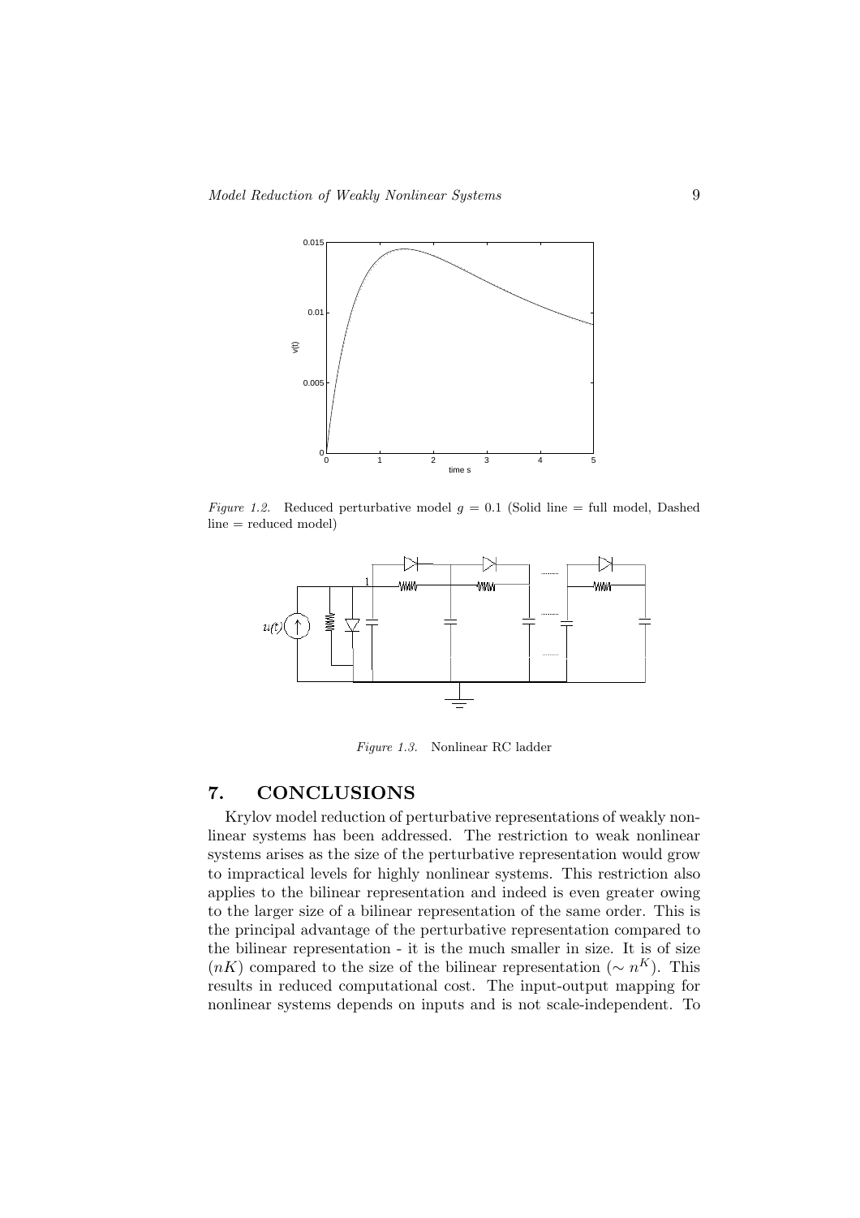*Figure 1.2.* Reduced perturbative model $g = 0.1$ (Solid line = full model, Dashed line = reduced model)

*Figure 1.3.* Nonlinear RC ladder

## 7. CONCLUSIONS

Krylov model reduction of perturbative representations of weakly nonlinear systems has been addressed. The restriction to weak nonlinear systems arises as the size of the perturbative representation would grow to impractical levels for highly nonlinear systems. This restriction also applies to the bilinear representation and indeed is even greater owing to the larger size of a bilinear representation of the same order. This is the principal advantage of the perturbative representation compared to the bilinear representation - it is the much smaller in size. It is of size $(nK)$ compared to the size of the bilinear representation $(\sim n^K)$. This results in reduced computational cost. The input-output mapping for nonlinear systems depends on inputs and is not scale-independent. To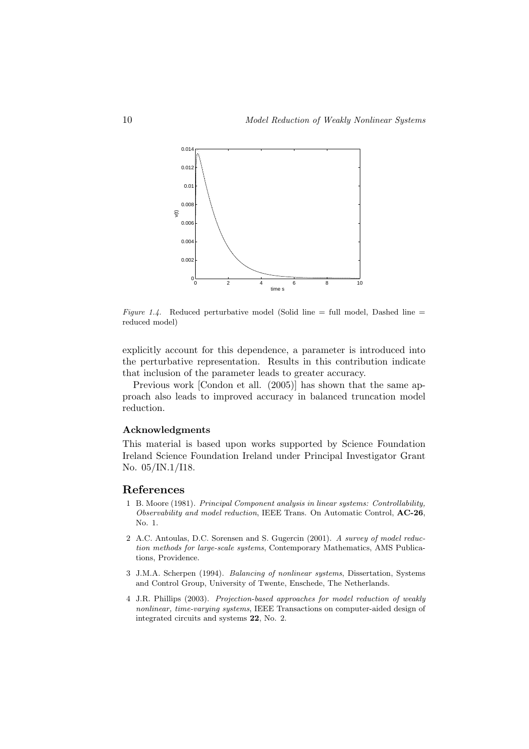*Figure 1.4.* Reduced perturbative model (Solid line = full model, Dashed line = reduced model)

explicitly account for this dependence, a parameter is introduced into the perturbative representation. Results in this contribution indicate that inclusion of the parameter leads to greater accuracy.

Previous work [Condon et all. (2005)] has shown that the same approach also leads to improved accuracy in balanced truncation model reduction.

### Acknowledgments

This material is based upon works supported by Science Foundation Ireland Science Foundation Ireland under Principal Investigator Grant No. 05/IN.1/I18.

## References

1 B. Moore (1981). *Principal Component analysis in linear systems: Controllability, Observability and model reduction*, IEEE Trans. On Automatic Control, **AC-26**, No. 1.

2 A.C. Antoulas, D.C. Sorensen and S. Gugercin (2001). *A survey of model reduction methods for large-scale systems*, Contemporary Mathematics, AMS Publications, Providence.

3 J.M.A. Scherpen (1994). *Balancing of nonlinear systems*, Dissertation, Systems and Control Group, University of Twente, Enschede, The Netherlands.

4 J.R. Phillips (2003). *Projection-based approaches for model reduction of weakly nonlinear, time-varying systems*, IEEE Transactions on computer-aided design of integrated circuits and systems **22**, No. 2.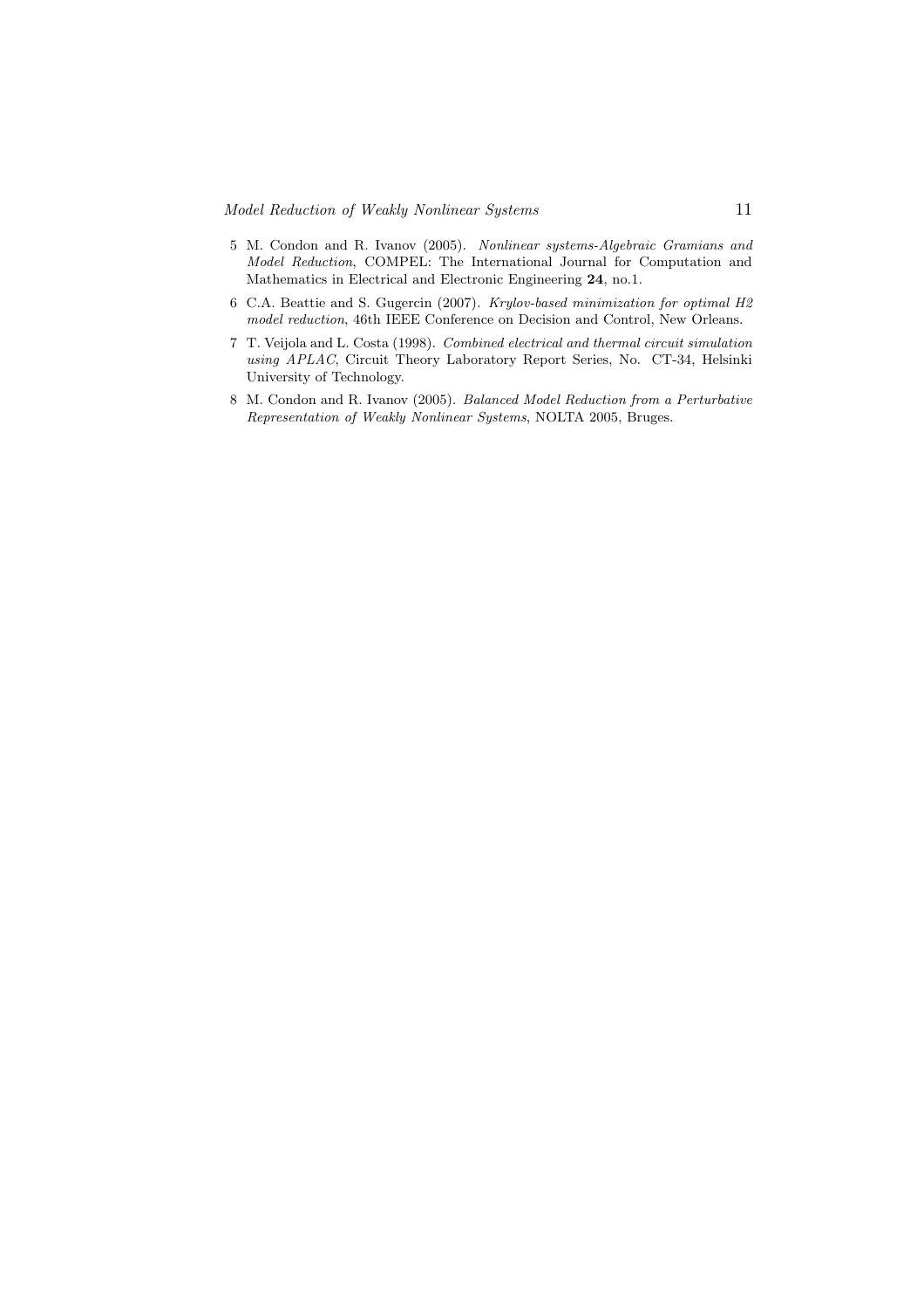5 M. Condon and R. Ivanov (2005). *Nonlinear systems-Algebraic Gramians and Model Reduction*, COMPEL: The International Journal for Computation and Mathematics in Electrical and Electronic Engineering **24**, no.1.

6 C.A. Beattie and S. Gugercin (2007). *Krylov-based minimization for optimal H2 model reduction*, 46th IEEE Conference on Decision and Control, New Orleans.

7 T. Veijola and L. Costa (1998). *Combined electrical and thermal circuit simulation using APLAC*, Circuit Theory Laboratory Report Series, No. CT-34, Helsinki University of Technology.

8 M. Condon and R. Ivanov (2005). *Balanced Model Reduction from a Perturbative Representation of Weakly Nonlinear Systems*, NOLTA 2005, Bruges.